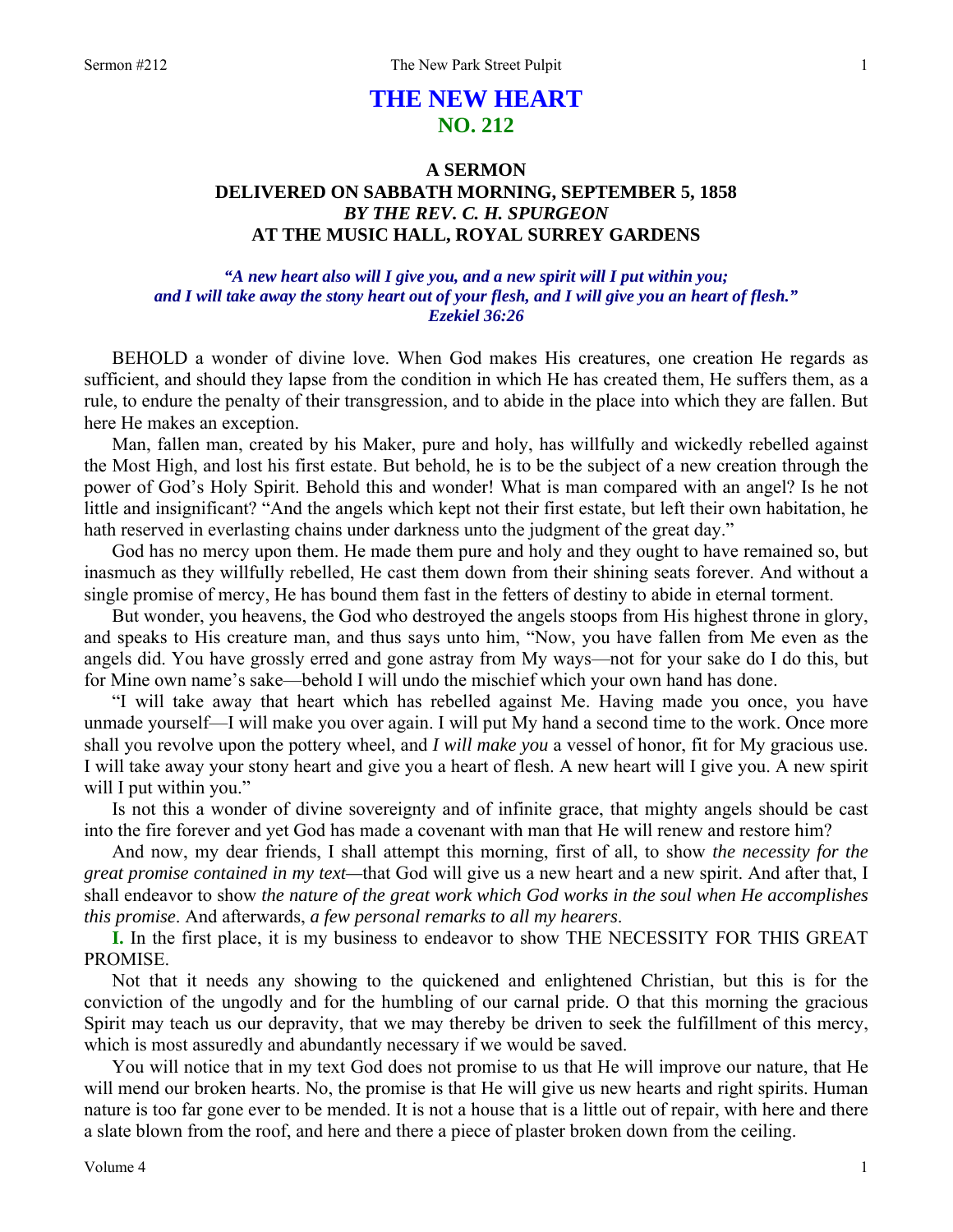# THE NEW HEART
## NO. 212

### A SERMON
### DELIVERED ON SABBATH MORNING, SEPTEMBER 5, 1858
### *BY THE REV. C. H. SPURGEON*
### AT THE MUSIC HALL, ROYAL SURREY GARDENS

*"A new heart also will I give you, and a new spirit will I put within you; and I will take away the stony heart out of your flesh, and I will give you an heart of flesh." Ezekiel 36:26*

BEHOLD a wonder of divine love. When God makes His creatures, one creation He regards as sufficient, and should they lapse from the condition in which He has created them, He suffers them, as a rule, to endure the penalty of their transgression, and to abide in the place into which they are fallen. But here He makes an exception.

Man, fallen man, created by his Maker, pure and holy, has willfully and wickedly rebelled against the Most High, and lost his first estate. But behold, he is to be the subject of a new creation through the power of God's Holy Spirit. Behold this and wonder! What is man compared with an angel? Is he not little and insignificant? "And the angels which kept not their first estate, but left their own habitation, he hath reserved in everlasting chains under darkness unto the judgment of the great day."

God has no mercy upon them. He made them pure and holy and they ought to have remained so, but inasmuch as they willfully rebelled, He cast them down from their shining seats forever. And without a single promise of mercy, He has bound them fast in the fetters of destiny to abide in eternal torment.

But wonder, you heavens, the God who destroyed the angels stoops from His highest throne in glory, and speaks to His creature man, and thus says unto him, "Now, you have fallen from Me even as the angels did. You have grossly erred and gone astray from My ways—not for your sake do I do this, but for Mine own name's sake—behold I will undo the mischief which your own hand has done.

"I will take away that heart which has rebelled against Me. Having made you once, you have unmade yourself—I will make you over again. I will put My hand a second time to the work. Once more shall you revolve upon the pottery wheel, and *I will make you* a vessel of honor, fit for My gracious use. I will take away your stony heart and give you a heart of flesh. A new heart will I give you. A new spirit will I put within you."

Is not this a wonder of divine sovereignty and of infinite grace, that mighty angels should be cast into the fire forever and yet God has made a covenant with man that He will renew and restore him?

And now, my dear friends, I shall attempt this morning, first of all, to show *the necessity for the great promise contained in my text*—that God will give us a new heart and a new spirit. And after that, I shall endeavor to show *the nature of the great work which God works in the soul when He accomplishes this promise*. And afterwards, *a few personal remarks to all my hearers*.

**I.** In the first place, it is my business to endeavor to show THE NECESSITY FOR THIS GREAT PROMISE.

Not that it needs any showing to the quickened and enlightened Christian, but this is for the conviction of the ungodly and for the humbling of our carnal pride. O that this morning the gracious Spirit may teach us our depravity, that we may thereby be driven to seek the fulfillment of this mercy, which is most assuredly and abundantly necessary if we would be saved.

You will notice that in my text God does not promise to us that He will improve our nature, that He will mend our broken hearts. No, the promise is that He will give us new hearts and right spirits. Human nature is too far gone ever to be mended. It is not a house that is a little out of repair, with here and there a slate blown from the roof, and here and there a piece of plaster broken down from the ceiling.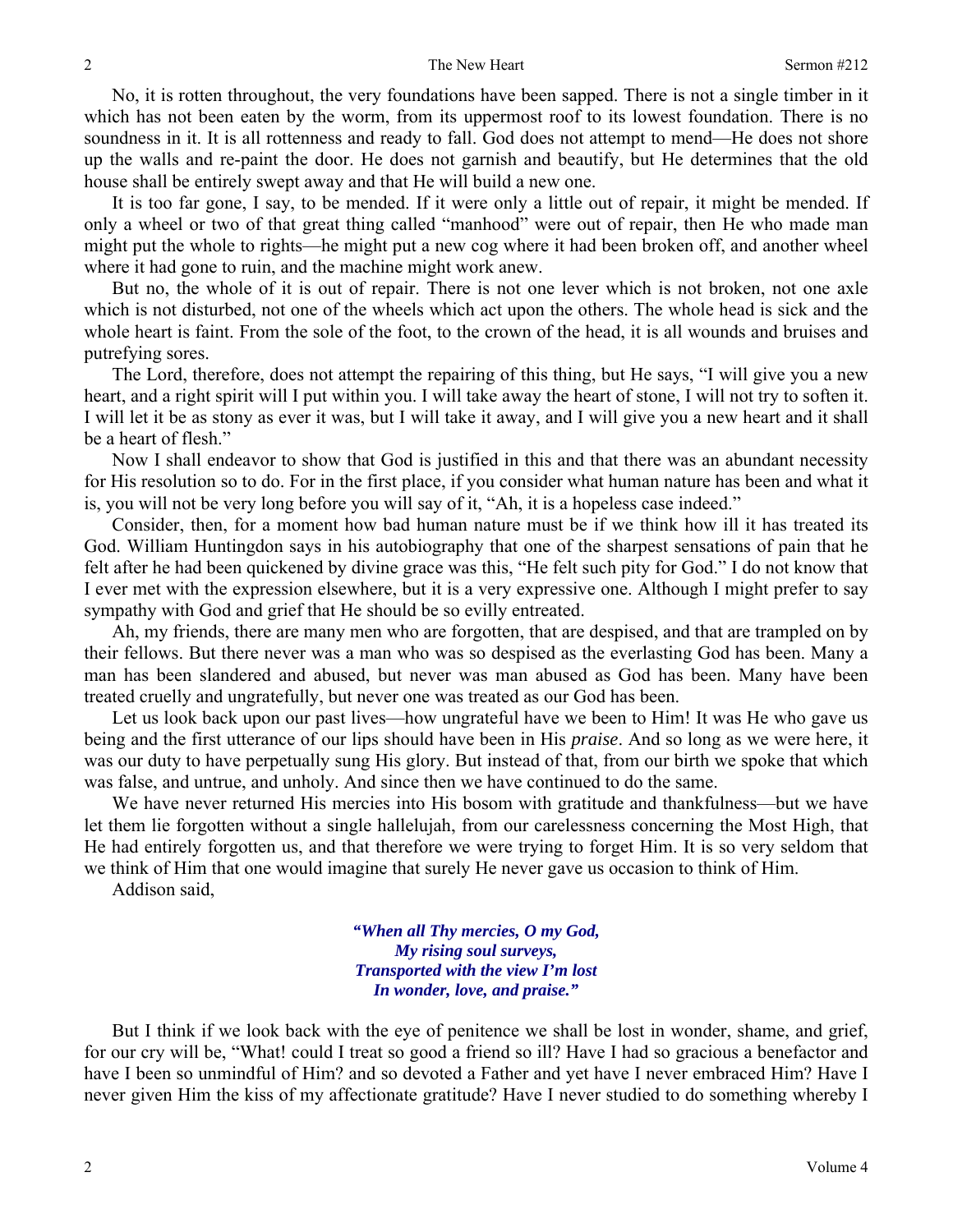No, it is rotten throughout, the very foundations have been sapped. There is not a single timber in it which has not been eaten by the worm, from its uppermost roof to its lowest foundation. There is no soundness in it. It is all rottenness and ready to fall. God does not attempt to mend—He does not shore up the walls and re-paint the door. He does not garnish and beautify, but He determines that the old house shall be entirely swept away and that He will build a new one.

It is too far gone, I say, to be mended. If it were only a little out of repair, it might be mended. If only a wheel or two of that great thing called "manhood" were out of repair, then He who made man might put the whole to rights—he might put a new cog where it had been broken off, and another wheel where it had gone to ruin, and the machine might work anew.

But no, the whole of it is out of repair. There is not one lever which is not broken, not one axle which is not disturbed, not one of the wheels which act upon the others. The whole head is sick and the whole heart is faint. From the sole of the foot, to the crown of the head, it is all wounds and bruises and putrefying sores.

The Lord, therefore, does not attempt the repairing of this thing, but He says, "I will give you a new heart, and a right spirit will I put within you. I will take away the heart of stone, I will not try to soften it. I will let it be as stony as ever it was, but I will take it away, and I will give you a new heart and it shall be a heart of flesh."

Now I shall endeavor to show that God is justified in this and that there was an abundant necessity for His resolution so to do. For in the first place, if you consider what human nature has been and what it is, you will not be very long before you will say of it, "Ah, it is a hopeless case indeed."

Consider, then, for a moment how bad human nature must be if we think how ill it has treated its God. William Huntingdon says in his autobiography that one of the sharpest sensations of pain that he felt after he had been quickened by divine grace was this, "He felt such pity for God." I do not know that I ever met with the expression elsewhere, but it is a very expressive one. Although I might prefer to say sympathy with God and grief that He should be so evilly entreated.

Ah, my friends, there are many men who are forgotten, that are despised, and that are trampled on by their fellows. But there never was a man who was so despised as the everlasting God has been. Many a man has been slandered and abused, but never was man abused as God has been. Many have been treated cruelly and ungratefully, but never one was treated as our God has been.

Let us look back upon our past lives—how ungrateful have we been to Him! It was He who gave us being and the first utterance of our lips should have been in His *praise*. And so long as we were here, it was our duty to have perpetually sung His glory. But instead of that, from our birth we spoke that which was false, and untrue, and unholy. And since then we have continued to do the same.

We have never returned His mercies into His bosom with gratitude and thankfulness—but we have let them lie forgotten without a single hallelujah, from our carelessness concerning the Most High, that He had entirely forgotten us, and that therefore we were trying to forget Him. It is so very seldom that we think of Him that one would imagine that surely He never gave us occasion to think of Him.

Addison said,

> ***"When all Thy mercies, O my God,***
> ***My rising soul surveys,***
> ***Transported with the view I'm lost***
> ***In wonder, love, and praise."***

But I think if we look back with the eye of penitence we shall be lost in wonder, shame, and grief, for our cry will be, "What! could I treat so good a friend so ill? Have I had so gracious a benefactor and have I been so unmindful of Him? and so devoted a Father and yet have I never embraced Him? Have I never given Him the kiss of my affectionate gratitude? Have I never studied to do something whereby I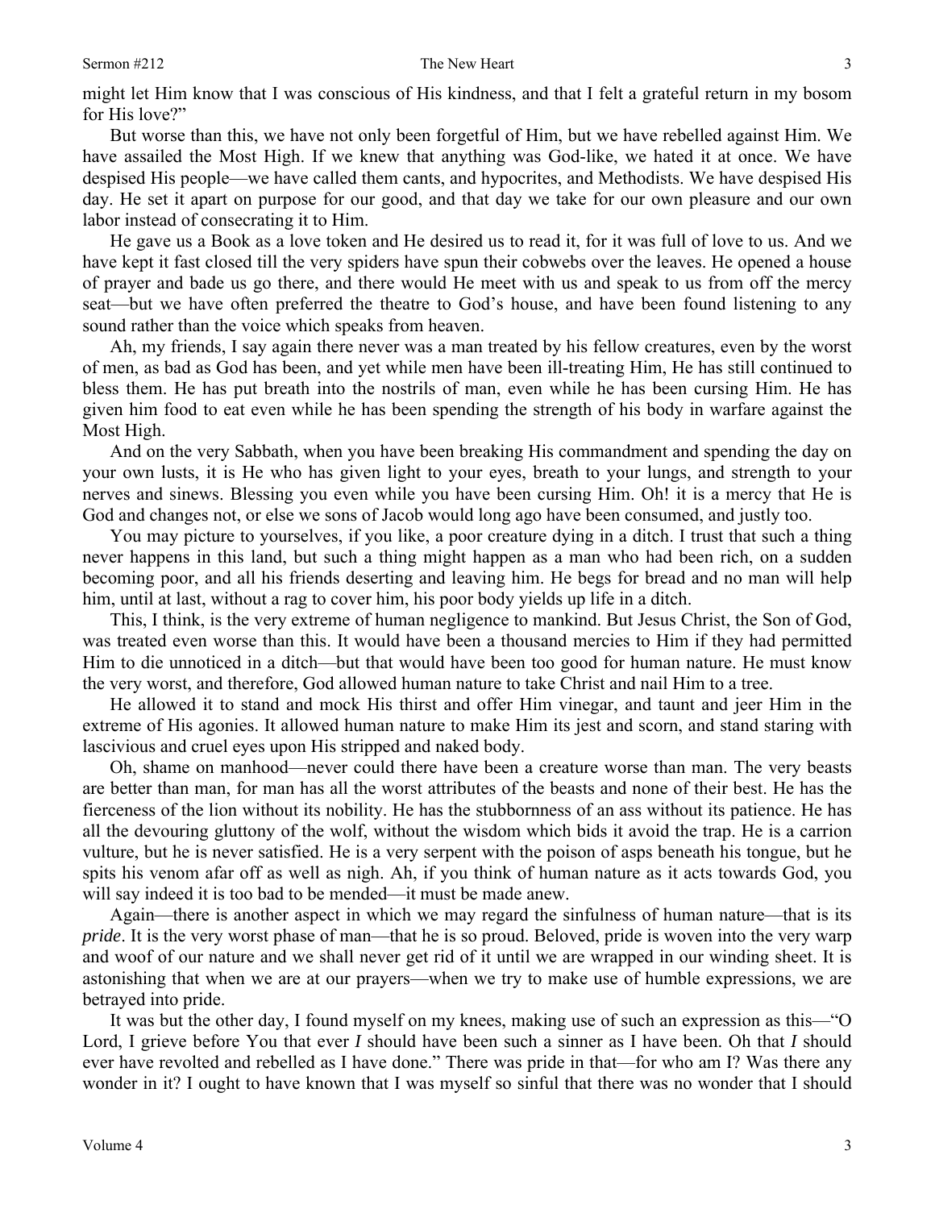might let Him know that I was conscious of His kindness, and that I felt a grateful return in my bosom for His love?"

But worse than this, we have not only been forgetful of Him, but we have rebelled against Him. We have assailed the Most High. If we knew that anything was God-like, we hated it at once. We have despised His people—we have called them cants, and hypocrites, and Methodists. We have despised His day. He set it apart on purpose for our good, and that day we take for our own pleasure and our own labor instead of consecrating it to Him.

He gave us a Book as a love token and He desired us to read it, for it was full of love to us. And we have kept it fast closed till the very spiders have spun their cobwebs over the leaves. He opened a house of prayer and bade us go there, and there would He meet with us and speak to us from off the mercy seat—but we have often preferred the theatre to God's house, and have been found listening to any sound rather than the voice which speaks from heaven.

Ah, my friends, I say again there never was a man treated by his fellow creatures, even by the worst of men, as bad as God has been, and yet while men have been ill-treating Him, He has still continued to bless them. He has put breath into the nostrils of man, even while he has been cursing Him. He has given him food to eat even while he has been spending the strength of his body in warfare against the Most High.

And on the very Sabbath, when you have been breaking His commandment and spending the day on your own lusts, it is He who has given light to your eyes, breath to your lungs, and strength to your nerves and sinews. Blessing you even while you have been cursing Him. Oh! it is a mercy that He is God and changes not, or else we sons of Jacob would long ago have been consumed, and justly too.

You may picture to yourselves, if you like, a poor creature dying in a ditch. I trust that such a thing never happens in this land, but such a thing might happen as a man who had been rich, on a sudden becoming poor, and all his friends deserting and leaving him. He begs for bread and no man will help him, until at last, without a rag to cover him, his poor body yields up life in a ditch.

This, I think, is the very extreme of human negligence to mankind. But Jesus Christ, the Son of God, was treated even worse than this. It would have been a thousand mercies to Him if they had permitted Him to die unnoticed in a ditch—but that would have been too good for human nature. He must know the very worst, and therefore, God allowed human nature to take Christ and nail Him to a tree.

He allowed it to stand and mock His thirst and offer Him vinegar, and taunt and jeer Him in the extreme of His agonies. It allowed human nature to make Him its jest and scorn, and stand staring with lascivious and cruel eyes upon His stripped and naked body.

Oh, shame on manhood—never could there have been a creature worse than man. The very beasts are better than man, for man has all the worst attributes of the beasts and none of their best. He has the fierceness of the lion without its nobility. He has the stubbornness of an ass without its patience. He has all the devouring gluttony of the wolf, without the wisdom which bids it avoid the trap. He is a carrion vulture, but he is never satisfied. He is a very serpent with the poison of asps beneath his tongue, but he spits his venom afar off as well as nigh. Ah, if you think of human nature as it acts towards God, you will say indeed it is too bad to be mended—it must be made anew.

Again—there is another aspect in which we may regard the sinfulness of human nature—that is its *pride*. It is the very worst phase of man—that he is so proud. Beloved, pride is woven into the very warp and woof of our nature and we shall never get rid of it until we are wrapped in our winding sheet. It is astonishing that when we are at our prayers—when we try to make use of humble expressions, we are betrayed into pride.

It was but the other day, I found myself on my knees, making use of such an expression as this—"O Lord, I grieve before You that ever *I* should have been such a sinner as I have been. Oh that *I* should ever have revolted and rebelled as I have done." There was pride in that—for who am I? Was there any wonder in it? I ought to have known that I was myself so sinful that there was no wonder that I should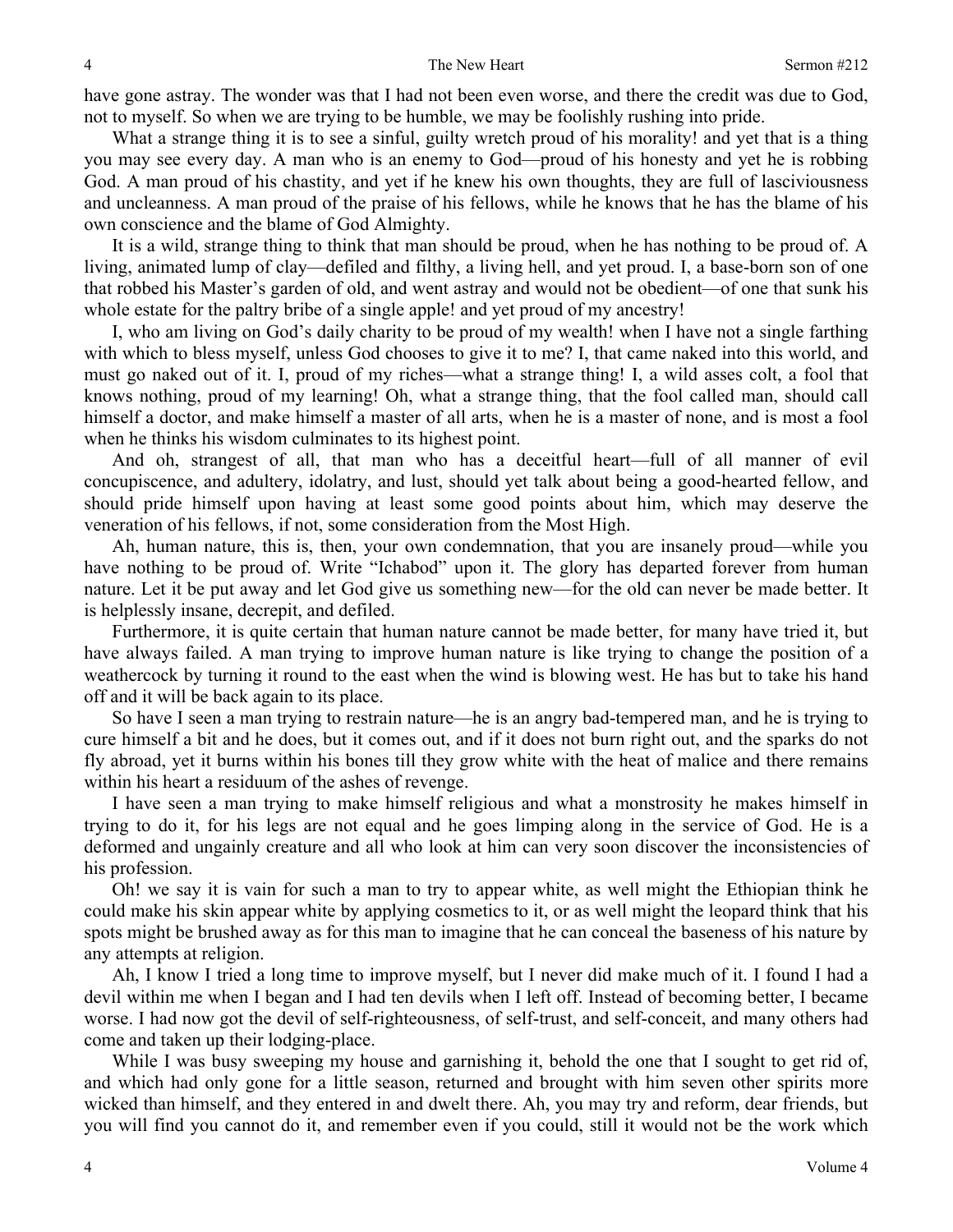have gone astray. The wonder was that I had not been even worse, and there the credit was due to God, not to myself. So when we are trying to be humble, we may be foolishly rushing into pride.

What a strange thing it is to see a sinful, guilty wretch proud of his morality! and yet that is a thing you may see every day. A man who is an enemy to God—proud of his honesty and yet he is robbing God. A man proud of his chastity, and yet if he knew his own thoughts, they are full of lasciviousness and uncleanness. A man proud of the praise of his fellows, while he knows that he has the blame of his own conscience and the blame of God Almighty.

It is a wild, strange thing to think that man should be proud, when he has nothing to be proud of. A living, animated lump of clay—defiled and filthy, a living hell, and yet proud. I, a base-born son of one that robbed his Master's garden of old, and went astray and would not be obedient—of one that sunk his whole estate for the paltry bribe of a single apple! and yet proud of my ancestry!

I, who am living on God's daily charity to be proud of my wealth! when I have not a single farthing with which to bless myself, unless God chooses to give it to me? I, that came naked into this world, and must go naked out of it. I, proud of my riches—what a strange thing! I, a wild asses colt, a fool that knows nothing, proud of my learning! Oh, what a strange thing, that the fool called man, should call himself a doctor, and make himself a master of all arts, when he is a master of none, and is most a fool when he thinks his wisdom culminates to its highest point.

And oh, strangest of all, that man who has a deceitful heart—full of all manner of evil concupiscence, and adultery, idolatry, and lust, should yet talk about being a good-hearted fellow, and should pride himself upon having at least some good points about him, which may deserve the veneration of his fellows, if not, some consideration from the Most High.

Ah, human nature, this is, then, your own condemnation, that you are insanely proud—while you have nothing to be proud of. Write "Ichabod" upon it. The glory has departed forever from human nature. Let it be put away and let God give us something new—for the old can never be made better. It is helplessly insane, decrepit, and defiled.

Furthermore, it is quite certain that human nature cannot be made better, for many have tried it, but have always failed. A man trying to improve human nature is like trying to change the position of a weathercock by turning it round to the east when the wind is blowing west. He has but to take his hand off and it will be back again to its place.

So have I seen a man trying to restrain nature—he is an angry bad-tempered man, and he is trying to cure himself a bit and he does, but it comes out, and if it does not burn right out, and the sparks do not fly abroad, yet it burns within his bones till they grow white with the heat of malice and there remains within his heart a residuum of the ashes of revenge.

I have seen a man trying to make himself religious and what a monstrosity he makes himself in trying to do it, for his legs are not equal and he goes limping along in the service of God. He is a deformed and ungainly creature and all who look at him can very soon discover the inconsistencies of his profession.

Oh! we say it is vain for such a man to try to appear white, as well might the Ethiopian think he could make his skin appear white by applying cosmetics to it, or as well might the leopard think that his spots might be brushed away as for this man to imagine that he can conceal the baseness of his nature by any attempts at religion.

Ah, I know I tried a long time to improve myself, but I never did make much of it. I found I had a devil within me when I began and I had ten devils when I left off. Instead of becoming better, I became worse. I had now got the devil of self-righteousness, of self-trust, and self-conceit, and many others had come and taken up their lodging-place.

While I was busy sweeping my house and garnishing it, behold the one that I sought to get rid of, and which had only gone for a little season, returned and brought with him seven other spirits more wicked than himself, and they entered in and dwelt there. Ah, you may try and reform, dear friends, but you will find you cannot do it, and remember even if you could, still it would not be the work which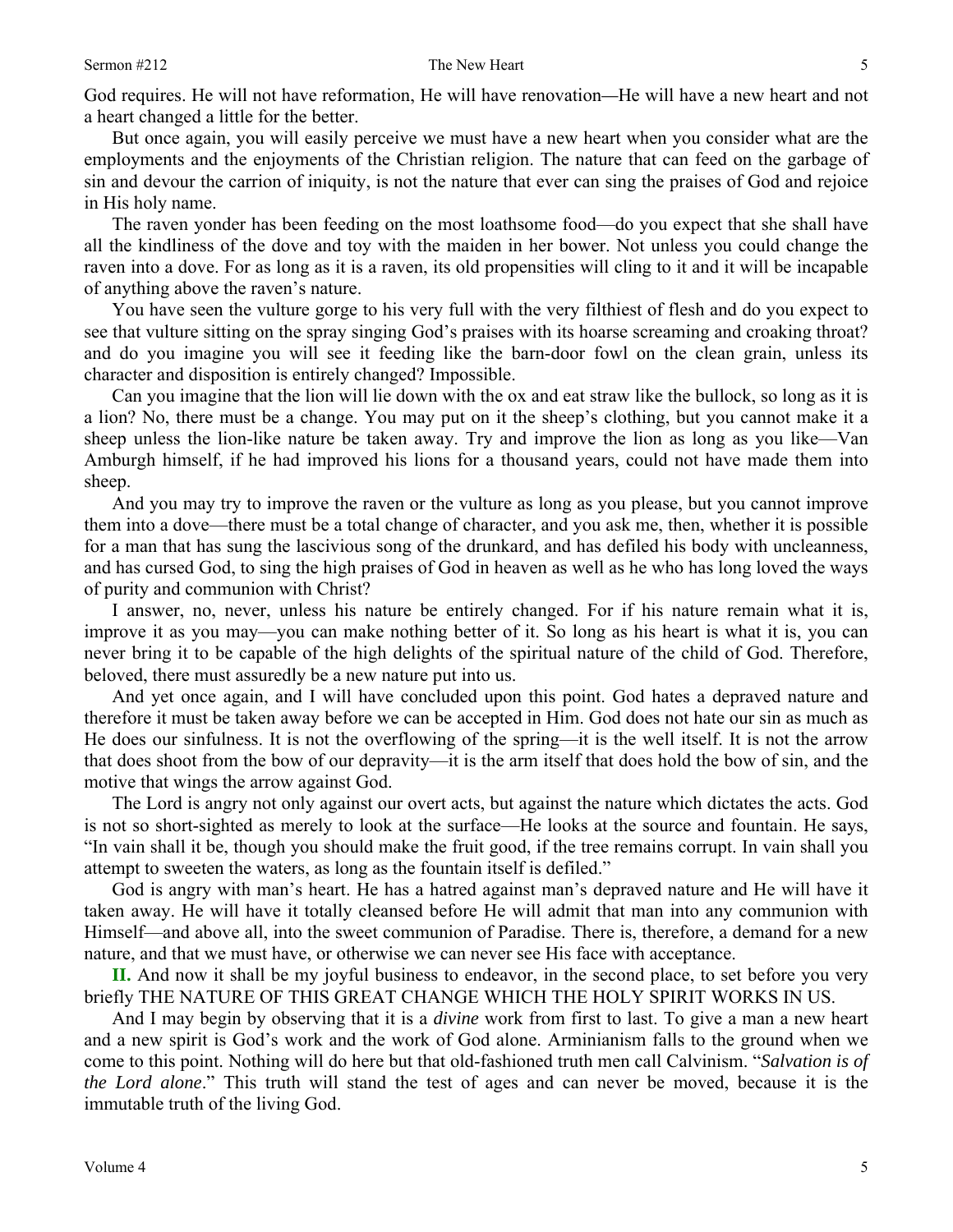God requires. He will not have reformation, He will have renovation—He will have a new heart and not a heart changed a little for the better.

But once again, you will easily perceive we must have a new heart when you consider what are the employments and the enjoyments of the Christian religion. The nature that can feed on the garbage of sin and devour the carrion of iniquity, is not the nature that ever can sing the praises of God and rejoice in His holy name.

The raven yonder has been feeding on the most loathsome food—do you expect that she shall have all the kindliness of the dove and toy with the maiden in her bower. Not unless you could change the raven into a dove. For as long as it is a raven, its old propensities will cling to it and it will be incapable of anything above the raven's nature.

You have seen the vulture gorge to his very full with the very filthiest of flesh and do you expect to see that vulture sitting on the spray singing God's praises with its hoarse screaming and croaking throat? and do you imagine you will see it feeding like the barn-door fowl on the clean grain, unless its character and disposition is entirely changed? Impossible.

Can you imagine that the lion will lie down with the ox and eat straw like the bullock, so long as it is a lion? No, there must be a change. You may put on it the sheep's clothing, but you cannot make it a sheep unless the lion-like nature be taken away. Try and improve the lion as long as you like—Van Amburgh himself, if he had improved his lions for a thousand years, could not have made them into sheep.

And you may try to improve the raven or the vulture as long as you please, but you cannot improve them into a dove—there must be a total change of character, and you ask me, then, whether it is possible for a man that has sung the lascivious song of the drunkard, and has defiled his body with uncleanness, and has cursed God, to sing the high praises of God in heaven as well as he who has long loved the ways of purity and communion with Christ?

I answer, no, never, unless his nature be entirely changed. For if his nature remain what it is, improve it as you may—you can make nothing better of it. So long as his heart is what it is, you can never bring it to be capable of the high delights of the spiritual nature of the child of God. Therefore, beloved, there must assuredly be a new nature put into us.

And yet once again, and I will have concluded upon this point. God hates a depraved nature and therefore it must be taken away before we can be accepted in Him. God does not hate our sin as much as He does our sinfulness. It is not the overflowing of the spring—it is the well itself. It is not the arrow that does shoot from the bow of our depravity—it is the arm itself that does hold the bow of sin, and the motive that wings the arrow against God.

The Lord is angry not only against our overt acts, but against the nature which dictates the acts. God is not so short-sighted as merely to look at the surface—He looks at the source and fountain. He says, "In vain shall it be, though you should make the fruit good, if the tree remains corrupt. In vain shall you attempt to sweeten the waters, as long as the fountain itself is defiled."

God is angry with man's heart. He has a hatred against man's depraved nature and He will have it taken away. He will have it totally cleansed before He will admit that man into any communion with Himself—and above all, into the sweet communion of Paradise. There is, therefore, a demand for a new nature, and that we must have, or otherwise we can never see His face with acceptance.

**II.** And now it shall be my joyful business to endeavor, in the second place, to set before you very briefly THE NATURE OF THIS GREAT CHANGE WHICH THE HOLY SPIRIT WORKS IN US.

And I may begin by observing that it is a *divine* work from first to last. To give a man a new heart and a new spirit is God's work and the work of God alone. Arminianism falls to the ground when we come to this point. Nothing will do here but that old-fashioned truth men call Calvinism. "*Salvation is of the Lord alone*." This truth will stand the test of ages and can never be moved, because it is the immutable truth of the living God.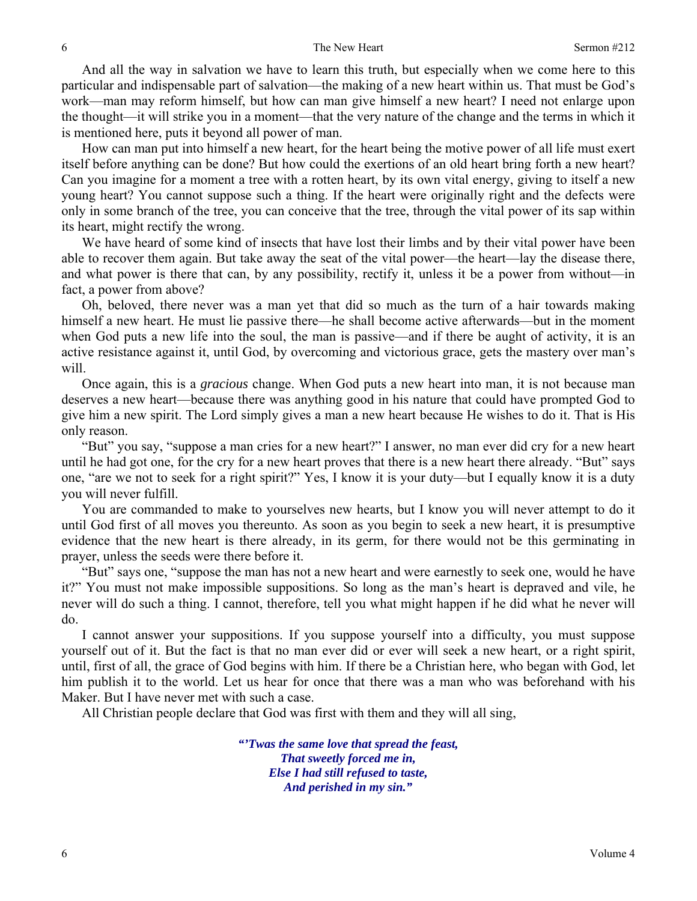And all the way in salvation we have to learn this truth, but especially when we come here to this particular and indispensable part of salvation—the making of a new heart within us. That must be God's work—man may reform himself, but how can man give himself a new heart? I need not enlarge upon the thought—it will strike you in a moment—that the very nature of the change and the terms in which it is mentioned here, puts it beyond all power of man.

How can man put into himself a new heart, for the heart being the motive power of all life must exert itself before anything can be done? But how could the exertions of an old heart bring forth a new heart? Can you imagine for a moment a tree with a rotten heart, by its own vital energy, giving to itself a new young heart? You cannot suppose such a thing. If the heart were originally right and the defects were only in some branch of the tree, you can conceive that the tree, through the vital power of its sap within its heart, might rectify the wrong.

We have heard of some kind of insects that have lost their limbs and by their vital power have been able to recover them again. But take away the seat of the vital power—the heart—lay the disease there, and what power is there that can, by any possibility, rectify it, unless it be a power from without—in fact, a power from above?

Oh, beloved, there never was a man yet that did so much as the turn of a hair towards making himself a new heart. He must lie passive there—he shall become active afterwards—but in the moment when God puts a new life into the soul, the man is passive—and if there be aught of activity, it is an active resistance against it, until God, by overcoming and victorious grace, gets the mastery over man's will.

Once again, this is a *gracious* change. When God puts a new heart into man, it is not because man deserves a new heart—because there was anything good in his nature that could have prompted God to give him a new spirit. The Lord simply gives a man a new heart because He wishes to do it. That is His only reason.

"But" you say, "suppose a man cries for a new heart?" I answer, no man ever did cry for a new heart until he had got one, for the cry for a new heart proves that there is a new heart there already. "But" says one, "are we not to seek for a right spirit?" Yes, I know it is your duty—but I equally know it is a duty you will never fulfill.

You are commanded to make to yourselves new hearts, but I know you will never attempt to do it until God first of all moves you thereunto. As soon as you begin to seek a new heart, it is presumptive evidence that the new heart is there already, in its germ, for there would not be this germinating in prayer, unless the seeds were there before it.

"But" says one, "suppose the man has not a new heart and were earnestly to seek one, would he have it?" You must not make impossible suppositions. So long as the man's heart is depraved and vile, he never will do such a thing. I cannot, therefore, tell you what might happen if he did what he never will do.

I cannot answer your suppositions. If you suppose yourself into a difficulty, you must suppose yourself out of it. But the fact is that no man ever did or ever will seek a new heart, or a right spirit, until, first of all, the grace of God begins with him. If there be a Christian here, who began with God, let him publish it to the world. Let us hear for once that there was a man who was beforehand with his Maker. But I have never met with such a case.

All Christian people declare that God was first with them and they will all sing,

> ***"'Twas the same love that spread the feast,***
> ***That sweetly forced me in,***
> ***Else I had still refused to taste,***
> ***And perished in my sin."***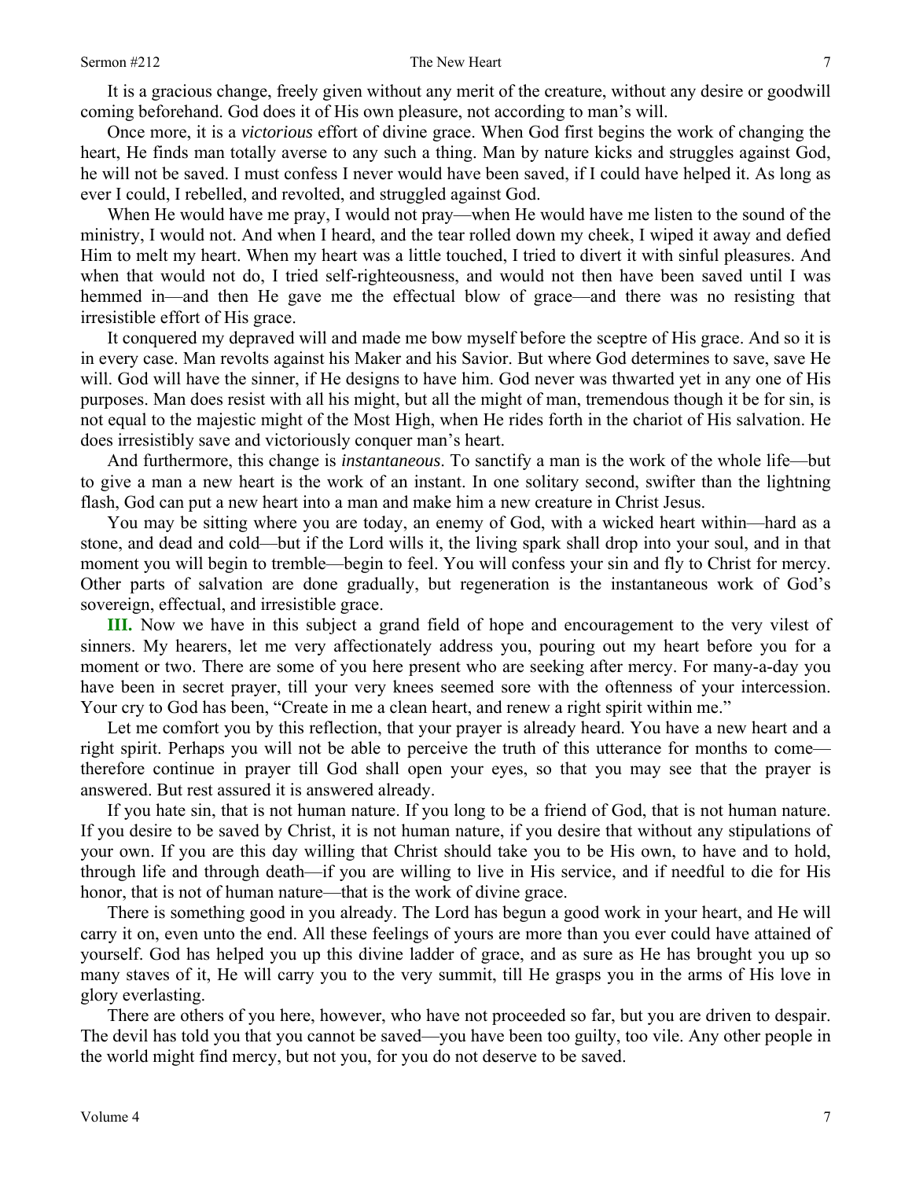It is a gracious change, freely given without any merit of the creature, without any desire or goodwill coming beforehand. God does it of His own pleasure, not according to man's will.

Once more, it is a *victorious* effort of divine grace. When God first begins the work of changing the heart, He finds man totally averse to any such a thing. Man by nature kicks and struggles against God, he will not be saved. I must confess I never would have been saved, if I could have helped it. As long as ever I could, I rebelled, and revolted, and struggled against God.

When He would have me pray, I would not pray—when He would have me listen to the sound of the ministry, I would not. And when I heard, and the tear rolled down my cheek, I wiped it away and defied Him to melt my heart. When my heart was a little touched, I tried to divert it with sinful pleasures. And when that would not do, I tried self-righteousness, and would not then have been saved until I was hemmed in—and then He gave me the effectual blow of grace—and there was no resisting that irresistible effort of His grace.

It conquered my depraved will and made me bow myself before the sceptre of His grace. And so it is in every case. Man revolts against his Maker and his Savior. But where God determines to save, save He will. God will have the sinner, if He designs to have him. God never was thwarted yet in any one of His purposes. Man does resist with all his might, but all the might of man, tremendous though it be for sin, is not equal to the majestic might of the Most High, when He rides forth in the chariot of His salvation. He does irresistibly save and victoriously conquer man's heart.

And furthermore, this change is *instantaneous*. To sanctify a man is the work of the whole life—but to give a man a new heart is the work of an instant. In one solitary second, swifter than the lightning flash, God can put a new heart into a man and make him a new creature in Christ Jesus.

You may be sitting where you are today, an enemy of God, with a wicked heart within—hard as a stone, and dead and cold—but if the Lord wills it, the living spark shall drop into your soul, and in that moment you will begin to tremble—begin to feel. You will confess your sin and fly to Christ for mercy. Other parts of salvation are done gradually, but regeneration is the instantaneous work of God's sovereign, effectual, and irresistible grace.

**III.** Now we have in this subject a grand field of hope and encouragement to the very vilest of sinners. My hearers, let me very affectionately address you, pouring out my heart before you for a moment or two. There are some of you here present who are seeking after mercy. For many-a-day you have been in secret prayer, till your very knees seemed sore with the oftenness of your intercession. Your cry to God has been, "Create in me a clean heart, and renew a right spirit within me."

Let me comfort you by this reflection, that your prayer is already heard. You have a new heart and a right spirit. Perhaps you will not be able to perceive the truth of this utterance for months to come—therefore continue in prayer till God shall open your eyes, so that you may see that the prayer is answered. But rest assured it is answered already.

If you hate sin, that is not human nature. If you long to be a friend of God, that is not human nature. If you desire to be saved by Christ, it is not human nature, if you desire that without any stipulations of your own. If you are this day willing that Christ should take you to be His own, to have and to hold, through life and through death—if you are willing to live in His service, and if needful to die for His honor, that is not of human nature—that is the work of divine grace.

There is something good in you already. The Lord has begun a good work in your heart, and He will carry it on, even unto the end. All these feelings of yours are more than you ever could have attained of yourself. God has helped you up this divine ladder of grace, and as sure as He has brought you up so many staves of it, He will carry you to the very summit, till He grasps you in the arms of His love in glory everlasting.

There are others of you here, however, who have not proceeded so far, but you are driven to despair. The devil has told you that you cannot be saved—you have been too guilty, too vile. Any other people in the world might find mercy, but not you, for you do not deserve to be saved.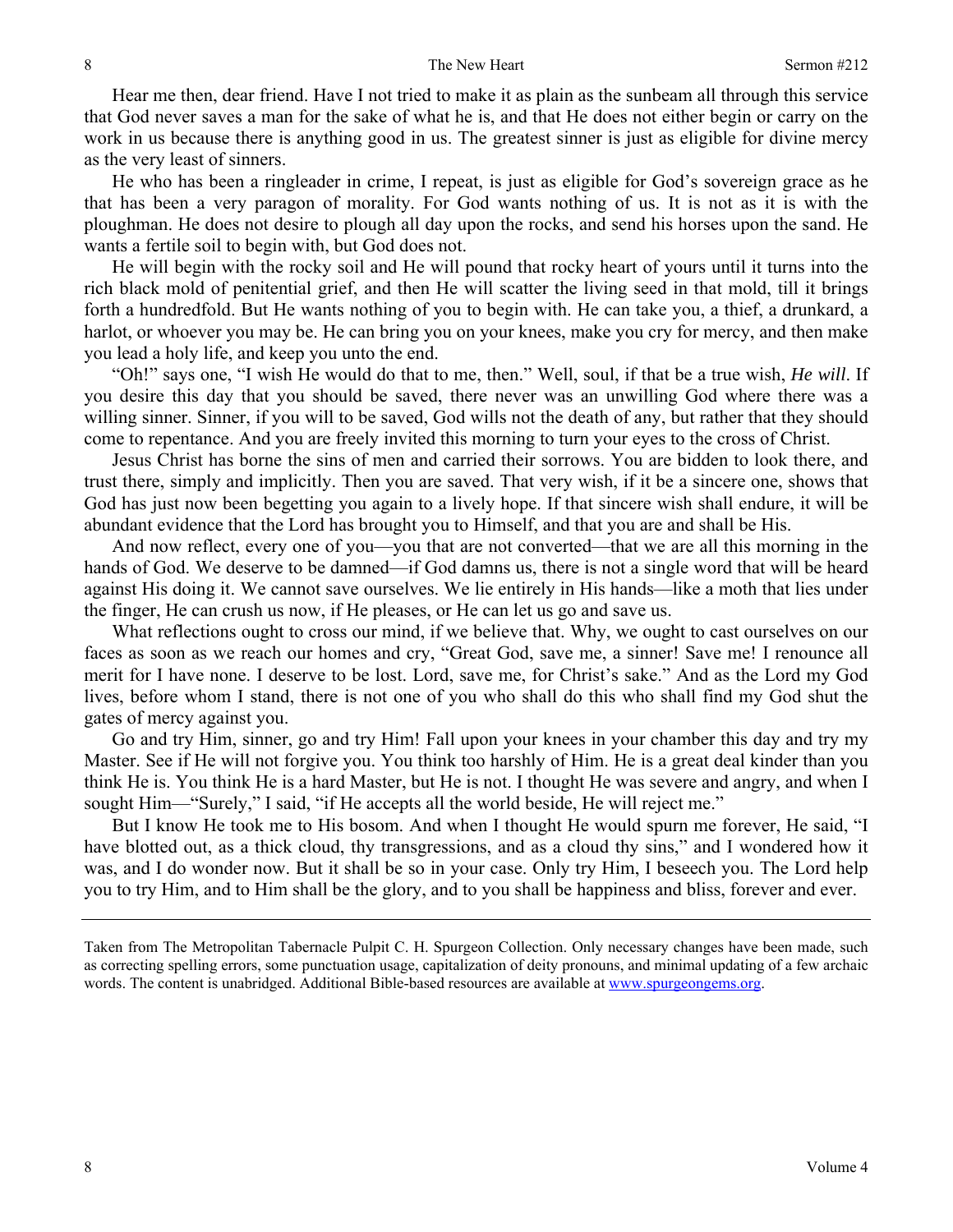Hear me then, dear friend. Have I not tried to make it as plain as the sunbeam all through this service that God never saves a man for the sake of what he is, and that He does not either begin or carry on the work in us because there is anything good in us. The greatest sinner is just as eligible for divine mercy as the very least of sinners.

He who has been a ringleader in crime, I repeat, is just as eligible for God's sovereign grace as he that has been a very paragon of morality. For God wants nothing of us. It is not as it is with the ploughman. He does not desire to plough all day upon the rocks, and send his horses upon the sand. He wants a fertile soil to begin with, but God does not.

He will begin with the rocky soil and He will pound that rocky heart of yours until it turns into the rich black mold of penitential grief, and then He will scatter the living seed in that mold, till it brings forth a hundredfold. But He wants nothing of you to begin with. He can take you, a thief, a drunkard, a harlot, or whoever you may be. He can bring you on your knees, make you cry for mercy, and then make you lead a holy life, and keep you unto the end.

"Oh!" says one, "I wish He would do that to me, then." Well, soul, if that be a true wish, *He will*. If you desire this day that you should be saved, there never was an unwilling God where there was a willing sinner. Sinner, if you will to be saved, God wills not the death of any, but rather that they should come to repentance. And you are freely invited this morning to turn your eyes to the cross of Christ.

Jesus Christ has borne the sins of men and carried their sorrows. You are bidden to look there, and trust there, simply and implicitly. Then you are saved. That very wish, if it be a sincere one, shows that God has just now been begetting you again to a lively hope. If that sincere wish shall endure, it will be abundant evidence that the Lord has brought you to Himself, and that you are and shall be His.

And now reflect, every one of you—you that are not converted—that we are all this morning in the hands of God. We deserve to be damned—if God damns us, there is not a single word that will be heard against His doing it. We cannot save ourselves. We lie entirely in His hands—like a moth that lies under the finger, He can crush us now, if He pleases, or He can let us go and save us.

What reflections ought to cross our mind, if we believe that. Why, we ought to cast ourselves on our faces as soon as we reach our homes and cry, "Great God, save me, a sinner! Save me! I renounce all merit for I have none. I deserve to be lost. Lord, save me, for Christ's sake." And as the Lord my God lives, before whom I stand, there is not one of you who shall do this who shall find my God shut the gates of mercy against you.

Go and try Him, sinner, go and try Him! Fall upon your knees in your chamber this day and try my Master. See if He will not forgive you. You think too harshly of Him. He is a great deal kinder than you think He is. You think He is a hard Master, but He is not. I thought He was severe and angry, and when I sought Him—"Surely," I said, "if He accepts all the world beside, He will reject me."

But I know He took me to His bosom. And when I thought He would spurn me forever, He said, "I have blotted out, as a thick cloud, thy transgressions, and as a cloud thy sins," and I wondered how it was, and I do wonder now. But it shall be so in your case. Only try Him, I beseech you. The Lord help you to try Him, and to Him shall be the glory, and to you shall be happiness and bliss, forever and ever.

---

Taken from The Metropolitan Tabernacle Pulpit C. H. Spurgeon Collection. Only necessary changes have been made, such as correcting spelling errors, some punctuation usage, capitalization of deity pronouns, and minimal updating of a few archaic words. The content is unabridged. Additional Bible-based resources are available at www.spurgeongems.org.